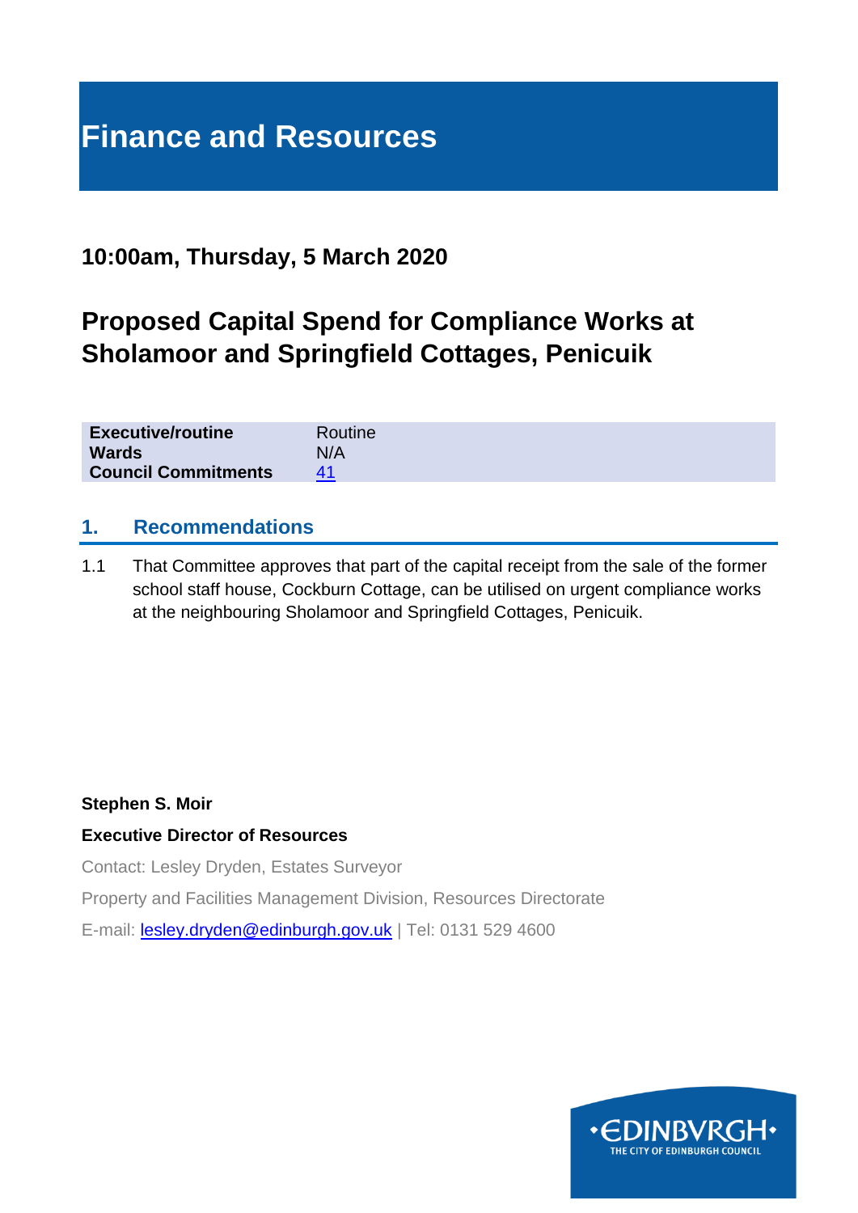# Finance and Resources

## 10:00am, Thursday, 5 March 2020

## Proposed Capital Spend for Compliance Works at Sholamoor and Springfield Cottages, Penicuik

| **Executive/routine** | Routine |
|---|---|
| **Wards** | N/A |
| **Council Commitments** | 41 |

## 1. Recommendations

1.1 That Committee approves that part of the capital receipt from the sale of the former school staff house, Cockburn Cottage, can be utilised on urgent compliance works at the neighbouring Sholamoor and Springfield Cottages, Penicuik.

**Stephen S. Moir**

**Executive Director of Resources**

Contact: Lesley Dryden, Estates Surveyor

Property and Facilities Management Division, Resources Directorate

E-mail: lesley.dryden@edinburgh.gov.uk | Tel: 0131 529 4600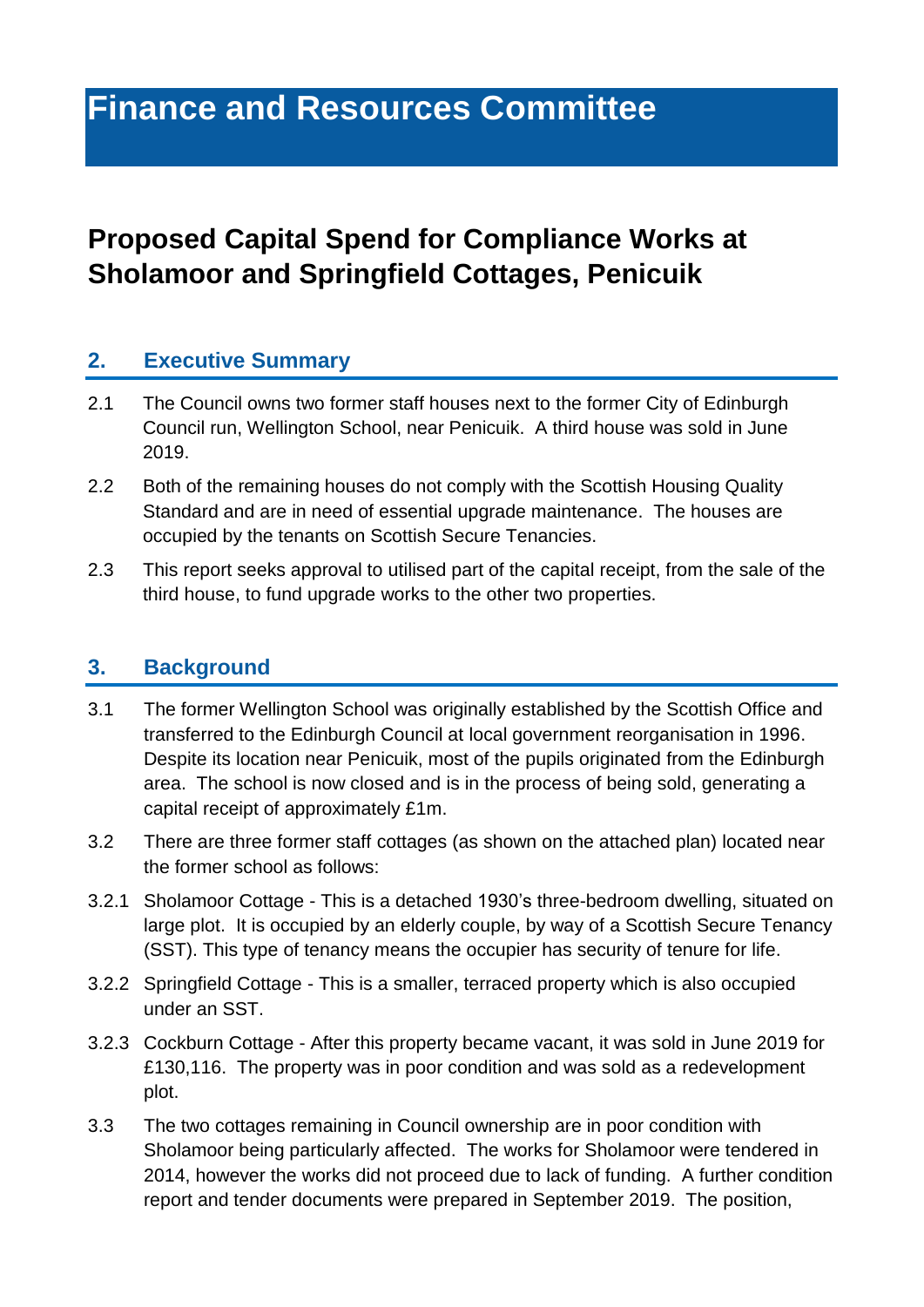# Finance and Resources Committee

## Proposed Capital Spend for Compliance Works at Sholamoor and Springfield Cottages, Penicuik

### 2. Executive Summary

2.1 The Council owns two former staff houses next to the former City of Edinburgh Council run, Wellington School, near Penicuik. A third house was sold in June 2019.

2.2 Both of the remaining houses do not comply with the Scottish Housing Quality Standard and are in need of essential upgrade maintenance. The houses are occupied by the tenants on Scottish Secure Tenancies.

2.3 This report seeks approval to utilised part of the capital receipt, from the sale of the third house, to fund upgrade works to the other two properties.

### 3. Background

3.1 The former Wellington School was originally established by the Scottish Office and transferred to the Edinburgh Council at local government reorganisation in 1996. Despite its location near Penicuik, most of the pupils originated from the Edinburgh area. The school is now closed and is in the process of being sold, generating a capital receipt of approximately £1m.

3.2 There are three former staff cottages (as shown on the attached plan) located near the former school as follows:

3.2.1 Sholamoor Cottage - This is a detached 1930's three-bedroom dwelling, situated on large plot. It is occupied by an elderly couple, by way of a Scottish Secure Tenancy (SST). This type of tenancy means the occupier has security of tenure for life.

3.2.2 Springfield Cottage - This is a smaller, terraced property which is also occupied under an SST.

3.2.3 Cockburn Cottage - After this property became vacant, it was sold in June 2019 for £130,116. The property was in poor condition and was sold as a redevelopment plot.

3.3 The two cottages remaining in Council ownership are in poor condition with Sholamoor being particularly affected. The works for Sholamoor were tendered in 2014, however the works did not proceed due to lack of funding. A further condition report and tender documents were prepared in September 2019. The position,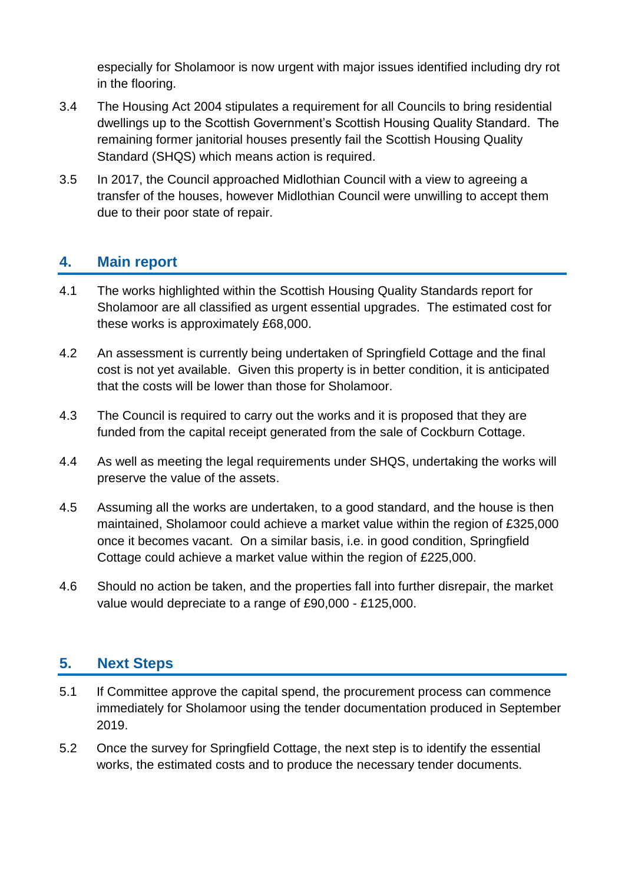especially for Sholamoor is now urgent with major issues identified including dry rot in the flooring.

3.4 The Housing Act 2004 stipulates a requirement for all Councils to bring residential dwellings up to the Scottish Government's Scottish Housing Quality Standard. The remaining former janitorial houses presently fail the Scottish Housing Quality Standard (SHQS) which means action is required.

3.5 In 2017, the Council approached Midlothian Council with a view to agreeing a transfer of the houses, however Midlothian Council were unwilling to accept them due to their poor state of repair.

## 4. Main report

4.1 The works highlighted within the Scottish Housing Quality Standards report for Sholamoor are all classified as urgent essential upgrades. The estimated cost for these works is approximately £68,000.

4.2 An assessment is currently being undertaken of Springfield Cottage and the final cost is not yet available. Given this property is in better condition, it is anticipated that the costs will be lower than those for Sholamoor.

4.3 The Council is required to carry out the works and it is proposed that they are funded from the capital receipt generated from the sale of Cockburn Cottage.

4.4 As well as meeting the legal requirements under SHQS, undertaking the works will preserve the value of the assets.

4.5 Assuming all the works are undertaken, to a good standard, and the house is then maintained, Sholamoor could achieve a market value within the region of £325,000 once it becomes vacant. On a similar basis, i.e. in good condition, Springfield Cottage could achieve a market value within the region of £225,000.

4.6 Should no action be taken, and the properties fall into further disrepair, the market value would depreciate to a range of £90,000 - £125,000.

## 5. Next Steps

5.1 If Committee approve the capital spend, the procurement process can commence immediately for Sholamoor using the tender documentation produced in September 2019.

5.2 Once the survey for Springfield Cottage, the next step is to identify the essential works, the estimated costs and to produce the necessary tender documents.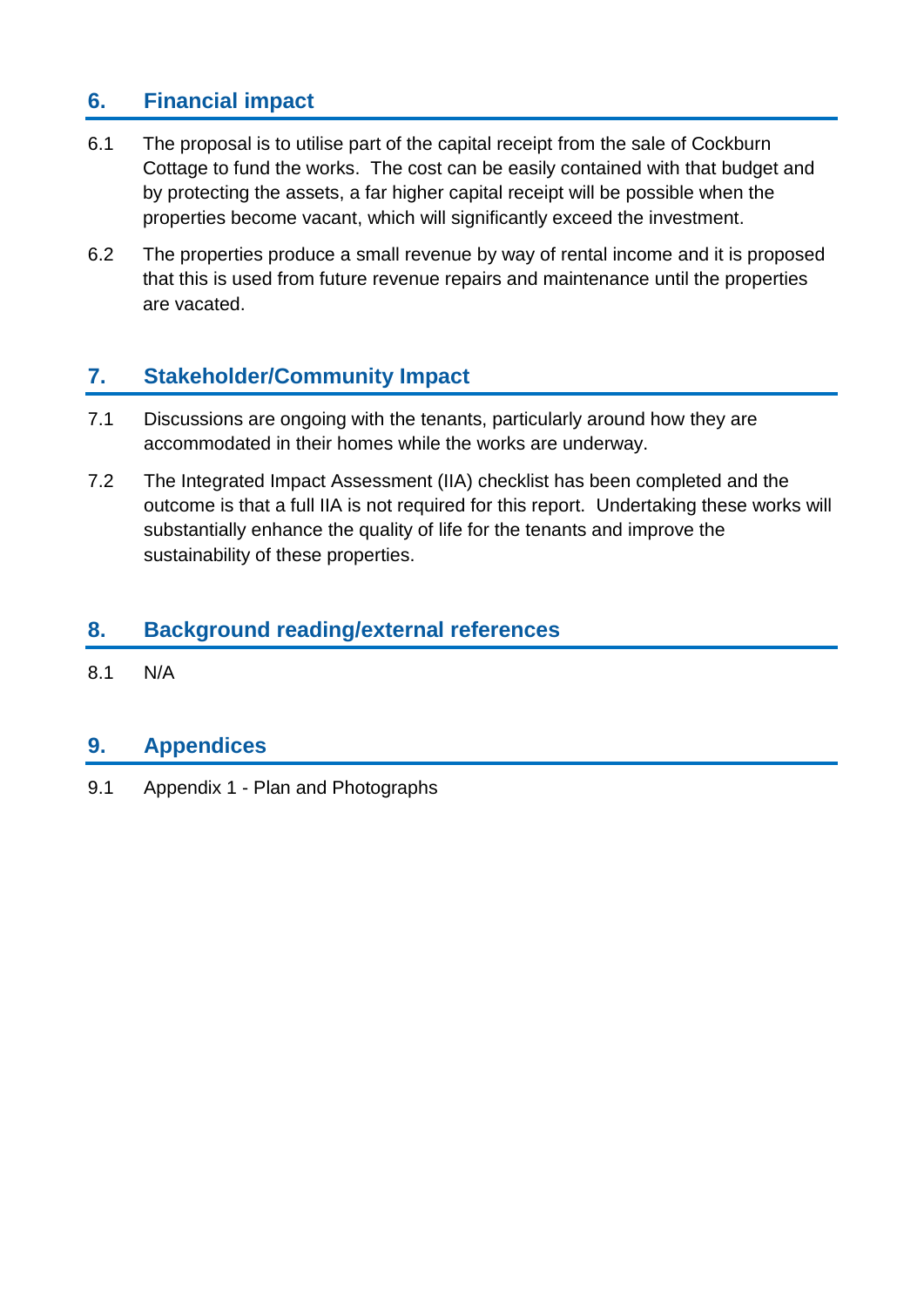## 6. Financial impact

6.1 The proposal is to utilise part of the capital receipt from the sale of Cockburn Cottage to fund the works. The cost can be easily contained with that budget and by protecting the assets, a far higher capital receipt will be possible when the properties become vacant, which will significantly exceed the investment.

6.2 The properties produce a small revenue by way of rental income and it is proposed that this is used from future revenue repairs and maintenance until the properties are vacated.

## 7. Stakeholder/Community Impact

7.1 Discussions are ongoing with the tenants, particularly around how they are accommodated in their homes while the works are underway.

7.2 The Integrated Impact Assessment (IIA) checklist has been completed and the outcome is that a full IIA is not required for this report. Undertaking these works will substantially enhance the quality of life for the tenants and improve the sustainability of these properties.

## 8. Background reading/external references

8.1 N/A

## 9. Appendices

9.1 Appendix 1 - Plan and Photographs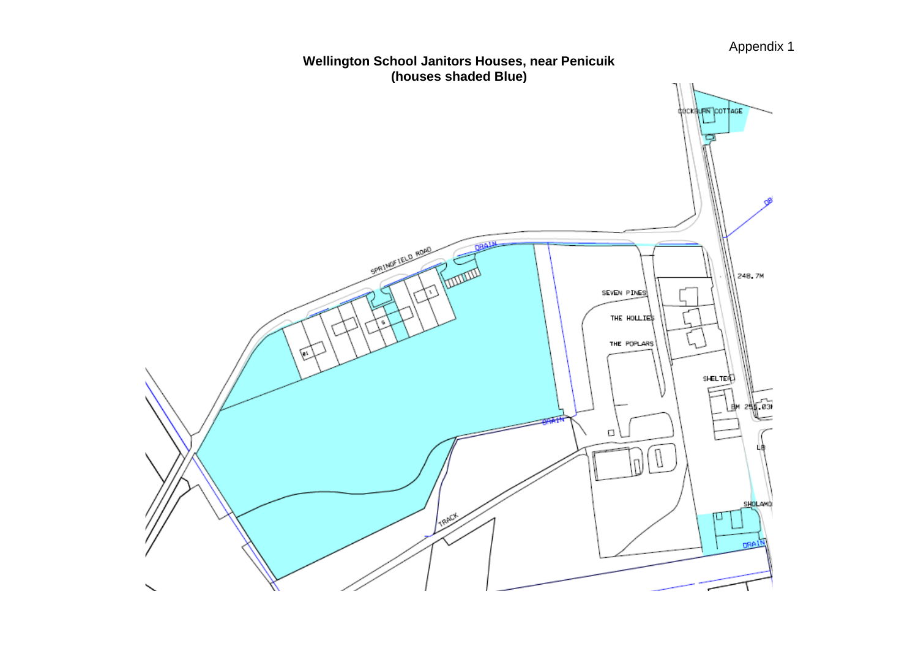Appendix 1

**Wellington School Janitors Houses, near Penicuik**
**(houses shaded Blue)**

COCKBURN COTTAGE

SPRINGFIELD ROAD

DRAIN

248.7M

SEVEN PINES

THE HOLLIES

THE POPLARS

SHELTER

BM 255.03M

LB

DRAIN

TRACK

SHOLAMO

DRAIN